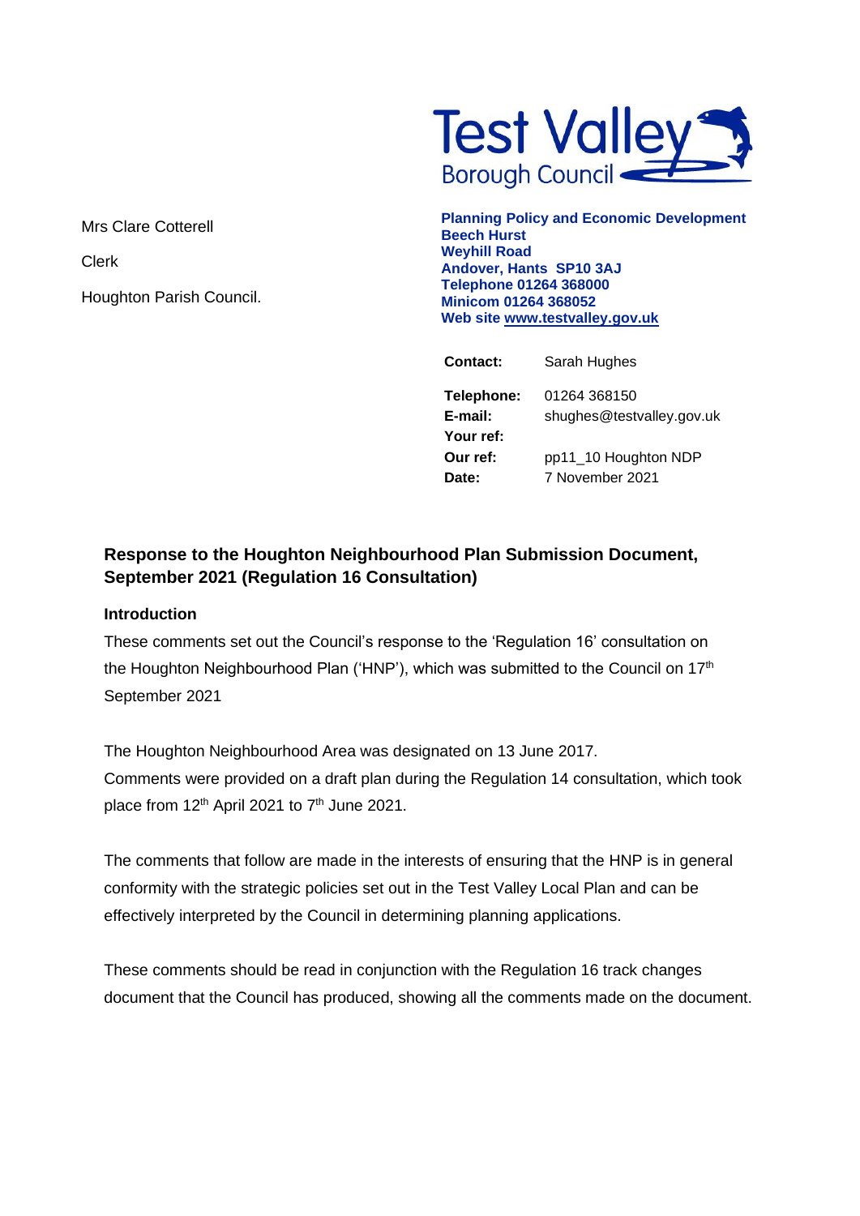Test Valley Borough Council

Mrs Clare Cotterell

Clerk

Houghton Parish Council.

**Planning Policy and Economic Development**
**Beech Hurst**
**Weyhill Road**
**Andover, Hants SP10 3AJ**
**Telephone 01264 368000**
**Minicom 01264 368052**
**Web site www.testvalley.gov.uk**

| | |
|---|---|
| **Contact:** | Sarah Hughes |
| **Telephone:** | 01264 368150 |
| **E-mail:** | shughes@testvalley.gov.uk |
| **Your ref:** | |
| **Our ref:** | pp11_10 Houghton NDP |
| **Date:** | 7 November 2021 |

## Response to the Houghton Neighbourhood Plan Submission Document, September 2021 (Regulation 16 Consultation)

### Introduction

These comments set out the Council's response to the 'Regulation 16' consultation on the Houghton Neighbourhood Plan ('HNP'), which was submitted to the Council on 17th September 2021

The Houghton Neighbourhood Area was designated on 13 June 2017.
Comments were provided on a draft plan during the Regulation 14 consultation, which took place from 12th April 2021 to 7th June 2021.

The comments that follow are made in the interests of ensuring that the HNP is in general conformity with the strategic policies set out in the Test Valley Local Plan and can be effectively interpreted by the Council in determining planning applications.

These comments should be read in conjunction with the Regulation 16 track changes document that the Council has produced, showing all the comments made on the document.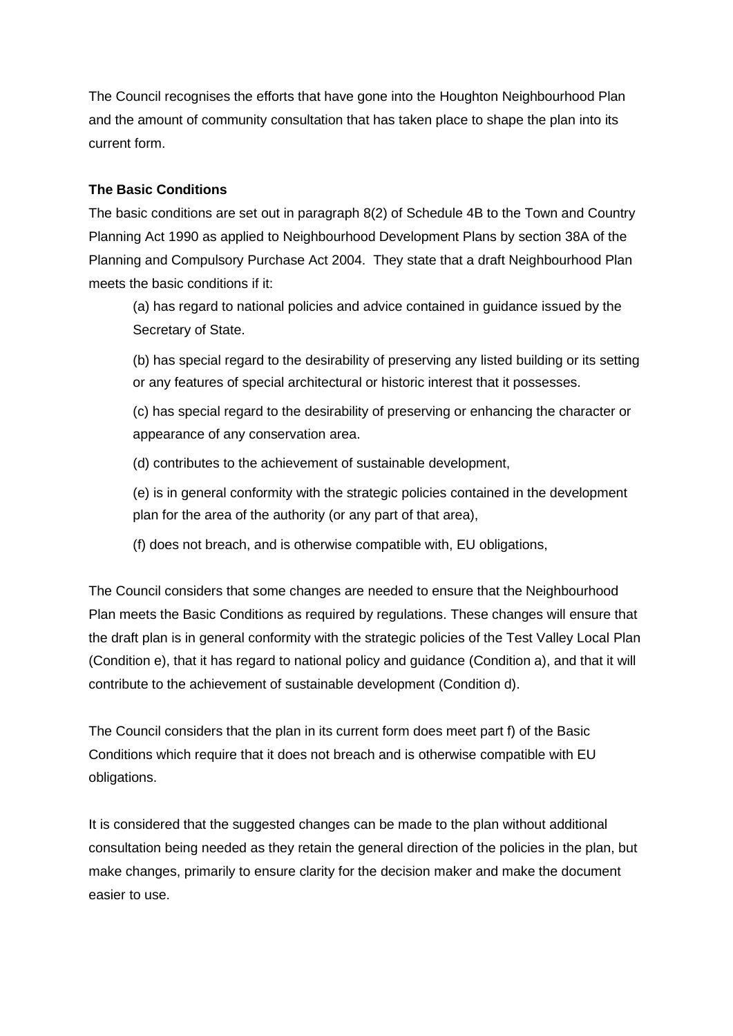The Council recognises the efforts that have gone into the Houghton Neighbourhood Plan and the amount of community consultation that has taken place to shape the plan into its current form.

**The Basic Conditions**

The basic conditions are set out in paragraph 8(2) of Schedule 4B to the Town and Country Planning Act 1990 as applied to Neighbourhood Development Plans by section 38A of the Planning and Compulsory Purchase Act 2004. They state that a draft Neighbourhood Plan meets the basic conditions if it:

> (a) has regard to national policies and advice contained in guidance issued by the Secretary of State.
>
> (b) has special regard to the desirability of preserving any listed building or its setting or any features of special architectural or historic interest that it possesses.
>
> (c) has special regard to the desirability of preserving or enhancing the character or appearance of any conservation area.
>
> (d) contributes to the achievement of sustainable development,
>
> (e) is in general conformity with the strategic policies contained in the development plan for the area of the authority (or any part of that area),
>
> (f) does not breach, and is otherwise compatible with, EU obligations,

The Council considers that some changes are needed to ensure that the Neighbourhood Plan meets the Basic Conditions as required by regulations. These changes will ensure that the draft plan is in general conformity with the strategic policies of the Test Valley Local Plan (Condition e), that it has regard to national policy and guidance (Condition a), and that it will contribute to the achievement of sustainable development (Condition d).

The Council considers that the plan in its current form does meet part f) of the Basic Conditions which require that it does not breach and is otherwise compatible with EU obligations.

It is considered that the suggested changes can be made to the plan without additional consultation being needed as they retain the general direction of the policies in the plan, but make changes, primarily to ensure clarity for the decision maker and make the document easier to use.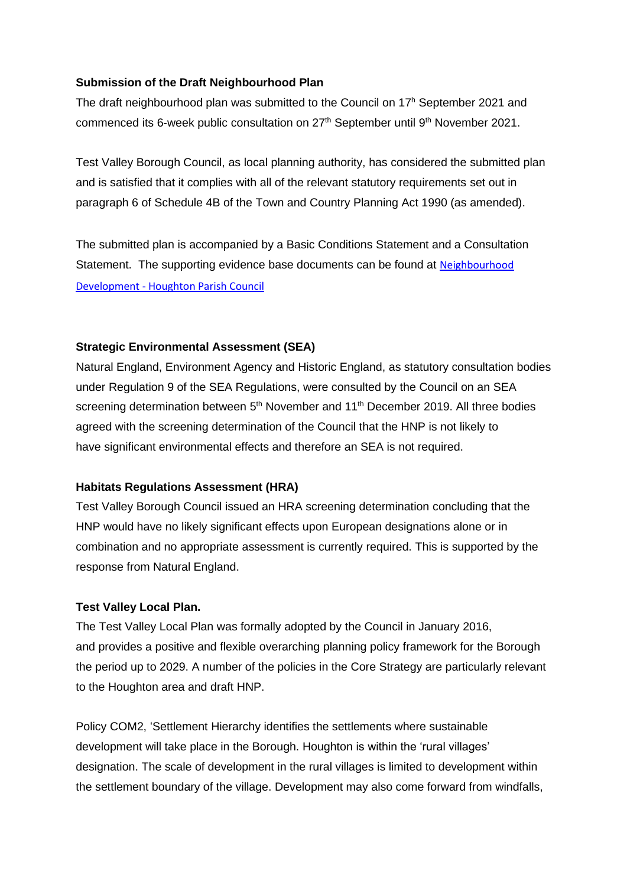**Submission of the Draft Neighbourhood Plan**

The draft neighbourhood plan was submitted to the Council on 17h September 2021 and commenced its 6-week public consultation on 27th September until 9th November 2021.

Test Valley Borough Council, as local planning authority, has considered the submitted plan and is satisfied that it complies with all of the relevant statutory requirements set out in paragraph 6 of Schedule 4B of the Town and Country Planning Act 1990 (as amended).

The submitted plan is accompanied by a Basic Conditions Statement and a Consultation Statement. The supporting evidence base documents can be found at Neighbourhood Development - Houghton Parish Council

**Strategic Environmental Assessment (SEA)**

Natural England, Environment Agency and Historic England, as statutory consultation bodies under Regulation 9 of the SEA Regulations, were consulted by the Council on an SEA screening determination between 5th November and 11th December 2019. All three bodies agreed with the screening determination of the Council that the HNP is not likely to have significant environmental effects and therefore an SEA is not required.

**Habitats Regulations Assessment (HRA)**

Test Valley Borough Council issued an HRA screening determination concluding that the HNP would have no likely significant effects upon European designations alone or in combination and no appropriate assessment is currently required. This is supported by the response from Natural England.

**Test Valley Local Plan.**

The Test Valley Local Plan was formally adopted by the Council in January 2016, and provides a positive and flexible overarching planning policy framework for the Borough the period up to 2029. A number of the policies in the Core Strategy are particularly relevant to the Houghton area and draft HNP.

Policy COM2, 'Settlement Hierarchy identifies the settlements where sustainable development will take place in the Borough. Houghton is within the 'rural villages' designation. The scale of development in the rural villages is limited to development within the settlement boundary of the village. Development may also come forward from windfalls,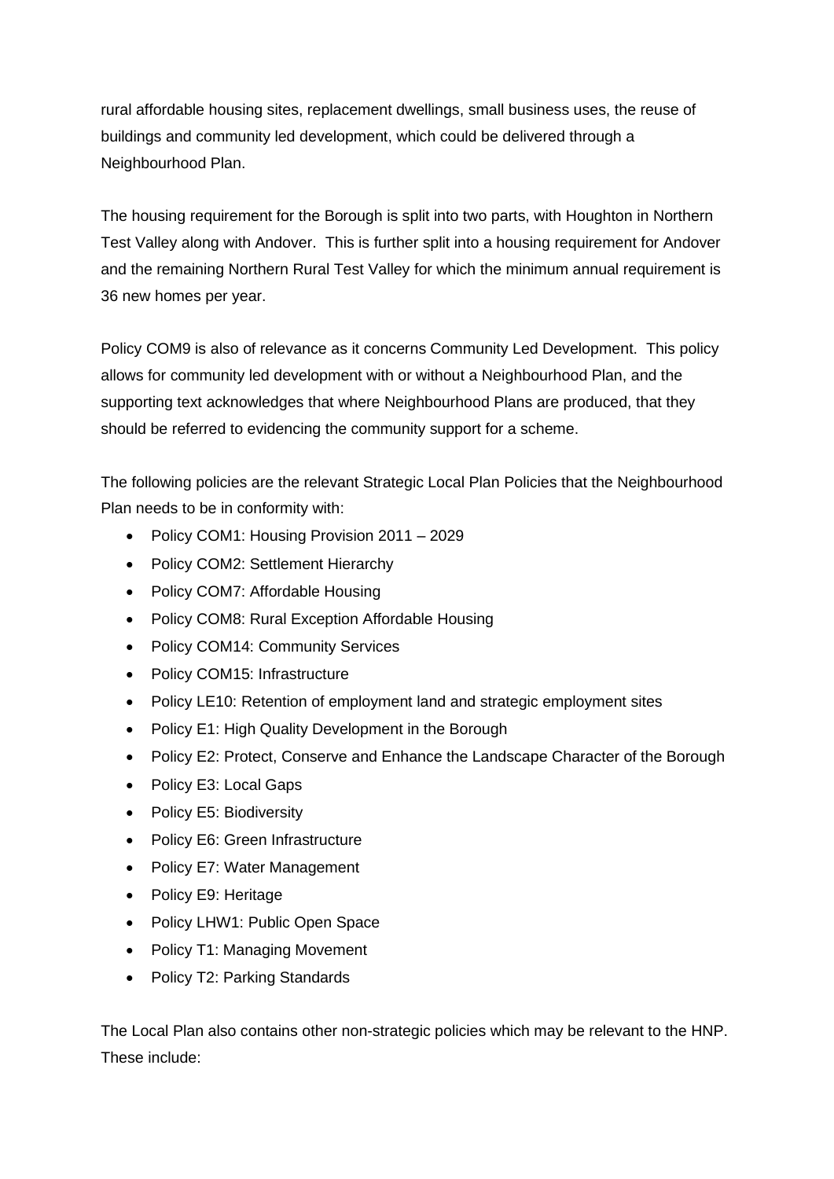rural affordable housing sites, replacement dwellings, small business uses, the reuse of buildings and community led development, which could be delivered through a Neighbourhood Plan.

The housing requirement for the Borough is split into two parts, with Houghton in Northern Test Valley along with Andover. This is further split into a housing requirement for Andover and the remaining Northern Rural Test Valley for which the minimum annual requirement is 36 new homes per year.

Policy COM9 is also of relevance as it concerns Community Led Development. This policy allows for community led development with or without a Neighbourhood Plan, and the supporting text acknowledges that where Neighbourhood Plans are produced, that they should be referred to evidencing the community support for a scheme.

The following policies are the relevant Strategic Local Plan Policies that the Neighbourhood Plan needs to be in conformity with:

- Policy COM1: Housing Provision 2011 – 2029
- Policy COM2: Settlement Hierarchy
- Policy COM7: Affordable Housing
- Policy COM8: Rural Exception Affordable Housing
- Policy COM14: Community Services
- Policy COM15: Infrastructure
- Policy LE10: Retention of employment land and strategic employment sites
- Policy E1: High Quality Development in the Borough
- Policy E2: Protect, Conserve and Enhance the Landscape Character of the Borough
- Policy E3: Local Gaps
- Policy E5: Biodiversity
- Policy E6: Green Infrastructure
- Policy E7: Water Management
- Policy E9: Heritage
- Policy LHW1: Public Open Space
- Policy T1: Managing Movement
- Policy T2: Parking Standards

The Local Plan also contains other non-strategic policies which may be relevant to the HNP. These include: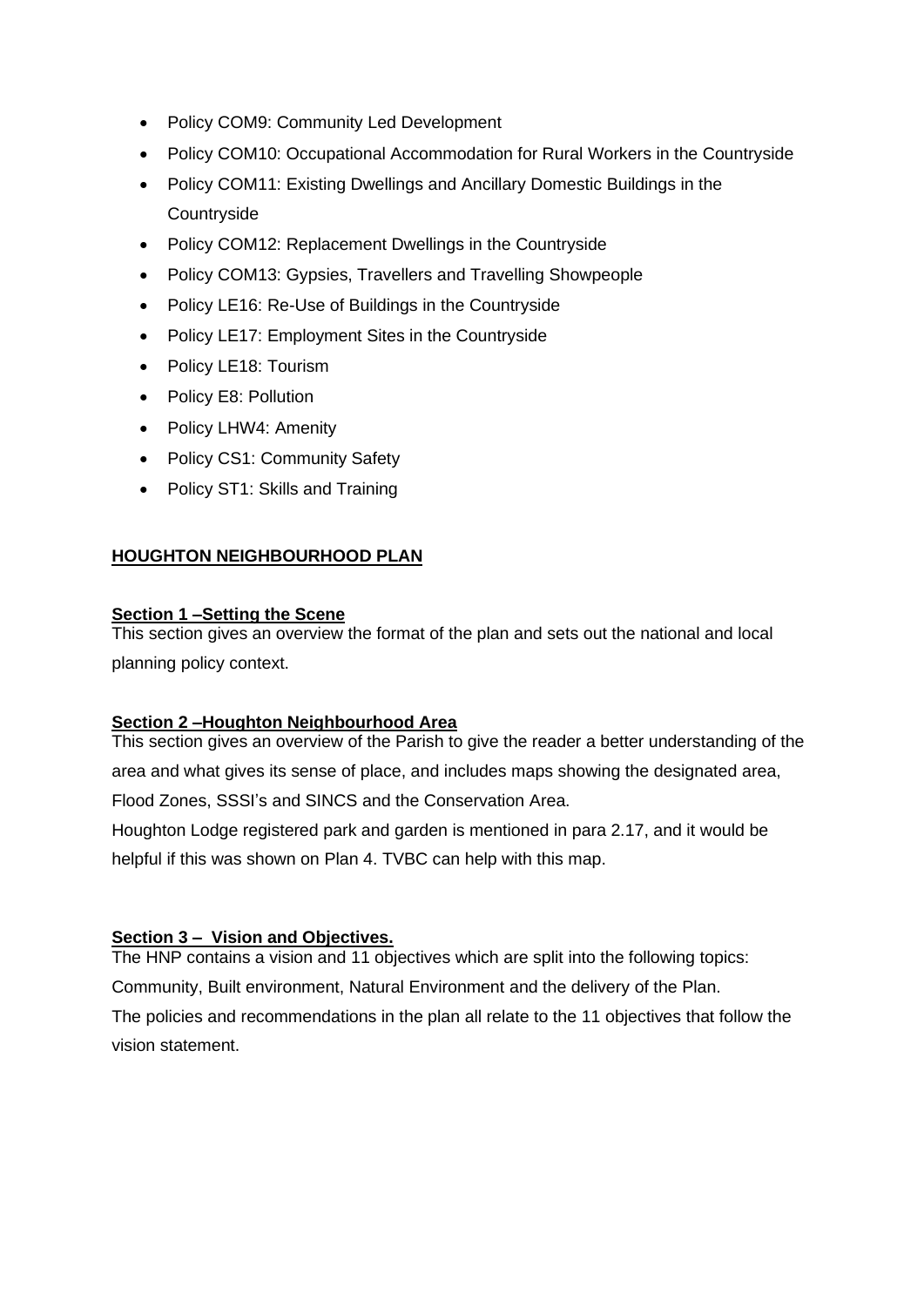- Policy COM9: Community Led Development
- Policy COM10: Occupational Accommodation for Rural Workers in the Countryside
- Policy COM11: Existing Dwellings and Ancillary Domestic Buildings in the Countryside
- Policy COM12: Replacement Dwellings in the Countryside
- Policy COM13: Gypsies, Travellers and Travelling Showpeople
- Policy LE16: Re-Use of Buildings in the Countryside
- Policy LE17: Employment Sites in the Countryside
- Policy LE18: Tourism
- Policy E8: Pollution
- Policy LHW4: Amenity
- Policy CS1: Community Safety
- Policy ST1: Skills and Training

## HOUGHTON NEIGHBOURHOOD PLAN

### Section 1 –Setting the Scene

This section gives an overview the format of the plan and sets out the national and local planning policy context.

### Section 2 –Houghton Neighbourhood Area

This section gives an overview of the Parish to give the reader a better understanding of the area and what gives its sense of place, and includes maps showing the designated area, Flood Zones, SSSI's and SINCS and the Conservation Area.

Houghton Lodge registered park and garden is mentioned in para 2.17, and it would be helpful if this was shown on Plan 4. TVBC can help with this map.

### Section 3 – Vision and Objectives.

The HNP contains a vision and 11 objectives which are split into the following topics: Community, Built environment, Natural Environment and the delivery of the Plan.

The policies and recommendations in the plan all relate to the 11 objectives that follow the vision statement.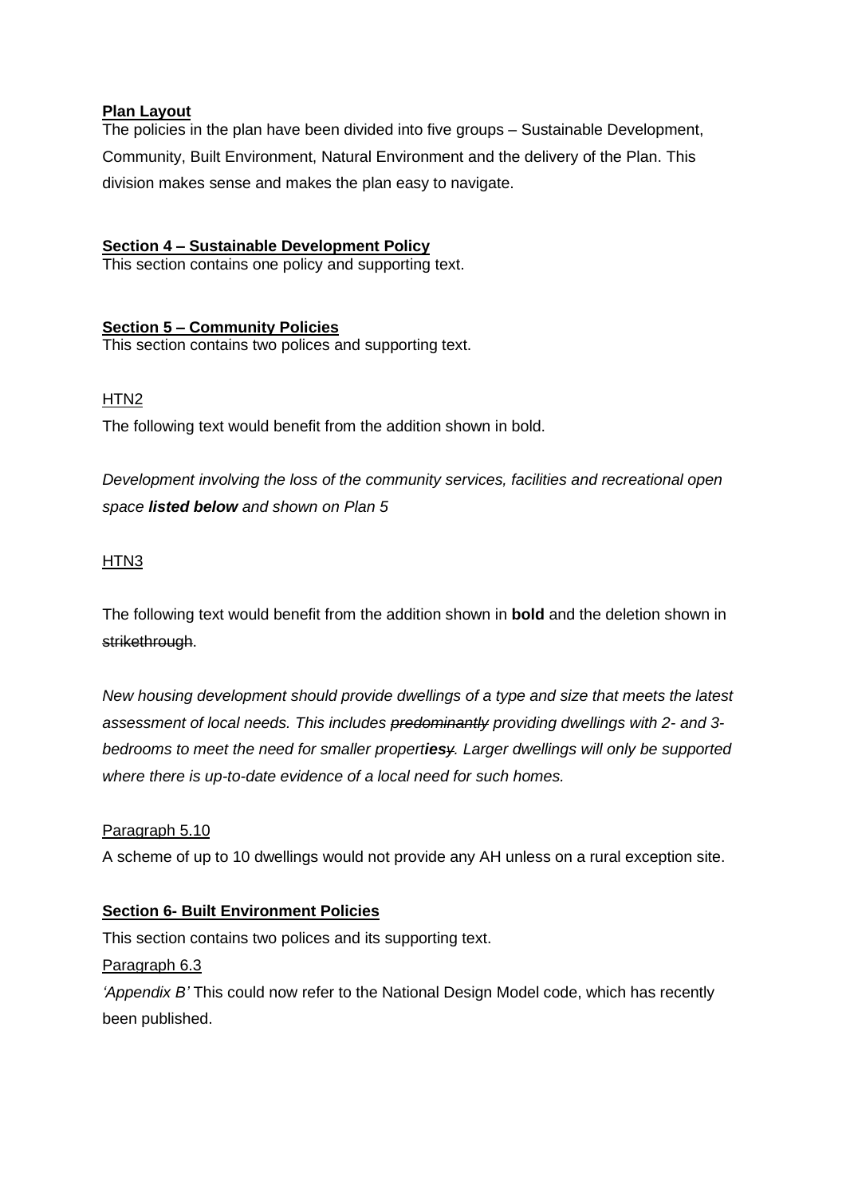**Plan Layout**

The policies in the plan have been divided into five groups – Sustainable Development, Community, Built Environment, Natural Environment and the delivery of the Plan. This division makes sense and makes the plan easy to navigate.

**Section 4 – Sustainable Development Policy**

This section contains one policy and supporting text.

**Section 5 – Community Policies**

This section contains two polices and supporting text.

HTN2

The following text would benefit from the addition shown in bold.

*Development involving the loss of the community services, facilities and recreational open space **listed below** and shown on Plan 5*

HTN3

The following text would benefit from the addition shown in **bold** and the deletion shown in ~~strikethrough~~.

*New housing development should provide dwellings of a type and size that meets the latest assessment of local needs. This includes ~~predominantly~~ providing dwellings with 2- and 3-bedrooms to meet the need for smaller propert**ies**~~y~~. Larger dwellings will only be supported where there is up-to-date evidence of a local need for such homes.*

Paragraph 5.10

A scheme of up to 10 dwellings would not provide any AH unless on a rural exception site.

**Section 6- Built Environment Policies**

This section contains two polices and its supporting text.

Paragraph 6.3

*'Appendix B'* This could now refer to the National Design Model code, which has recently been published.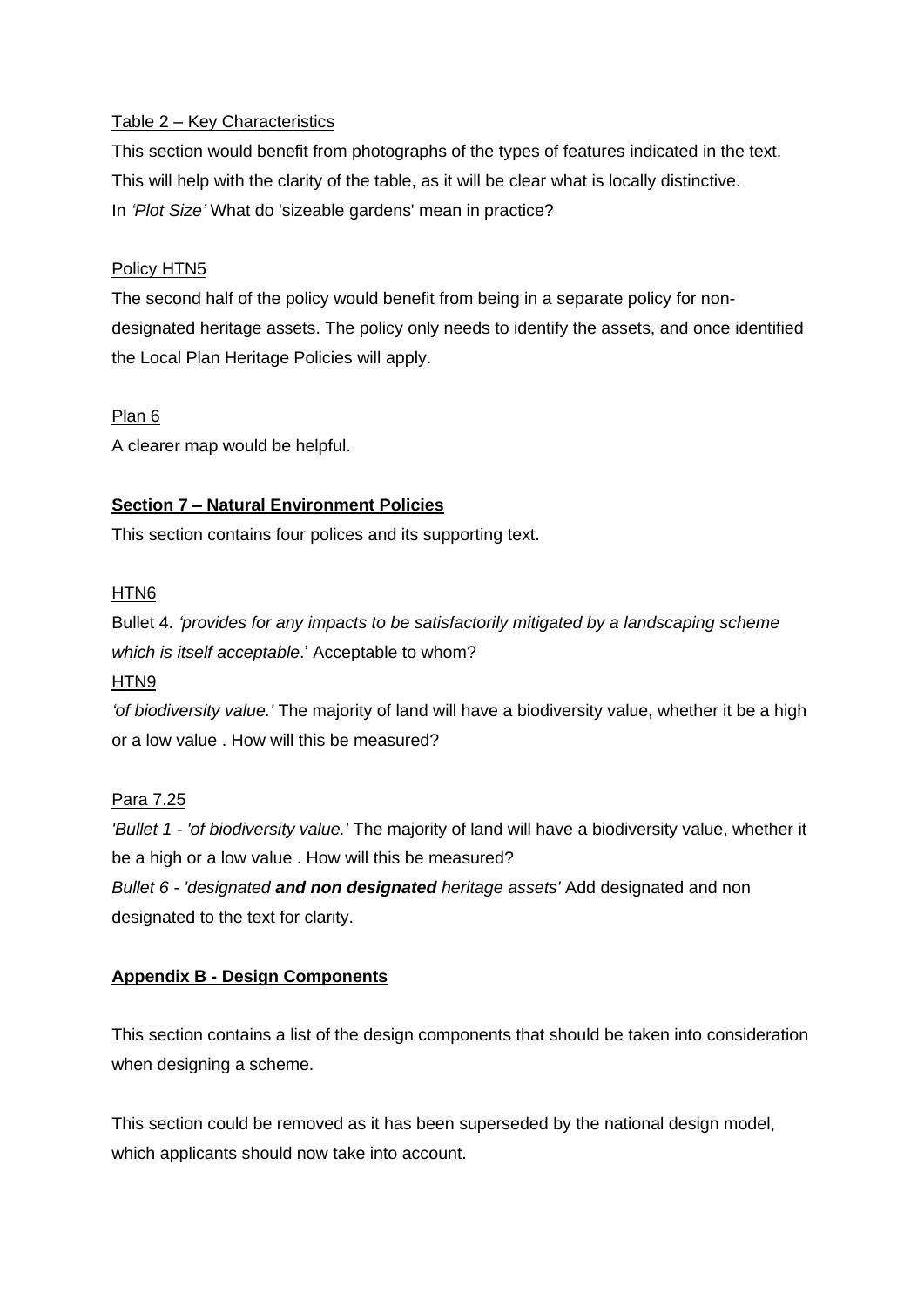<u>Table 2 – Key Characteristics</u>

This section would benefit from photographs of the types of features indicated in the text. This will help with the clarity of the table, as it will be clear what is locally distinctive.
In *'Plot Size'* What do 'sizeable gardens' mean in practice?

<u>Policy HTN5</u>

The second half of the policy would benefit from being in a separate policy for non-designated heritage assets. The policy only needs to identify the assets, and once identified the Local Plan Heritage Policies will apply.

<u>Plan 6</u>

A clearer map would be helpful.

**<u>Section 7 – Natural Environment Policies</u>**

This section contains four polices and its supporting text.

<u>HTN6</u>

Bullet 4. *'provides for any impacts to be satisfactorily mitigated by a landscaping scheme which is itself acceptable*.' Acceptable to whom?

<u>HTN9</u>

*'of biodiversity value.'* The majority of land will have a biodiversity value, whether it be a high or a low value . How will this be measured?

<u>Para 7.25</u>

*'Bullet 1 - 'of biodiversity value.'* The majority of land will have a biodiversity value, whether it be a high or a low value . How will this be measured?
*Bullet 6 - 'designated **and non designated** heritage assets'* Add designated and non designated to the text for clarity.

**<u>Appendix B - Design Components</u>**

This section contains a list of the design components that should be taken into consideration when designing a scheme.

This section could be removed as it has been superseded by the national design model, which applicants should now take into account.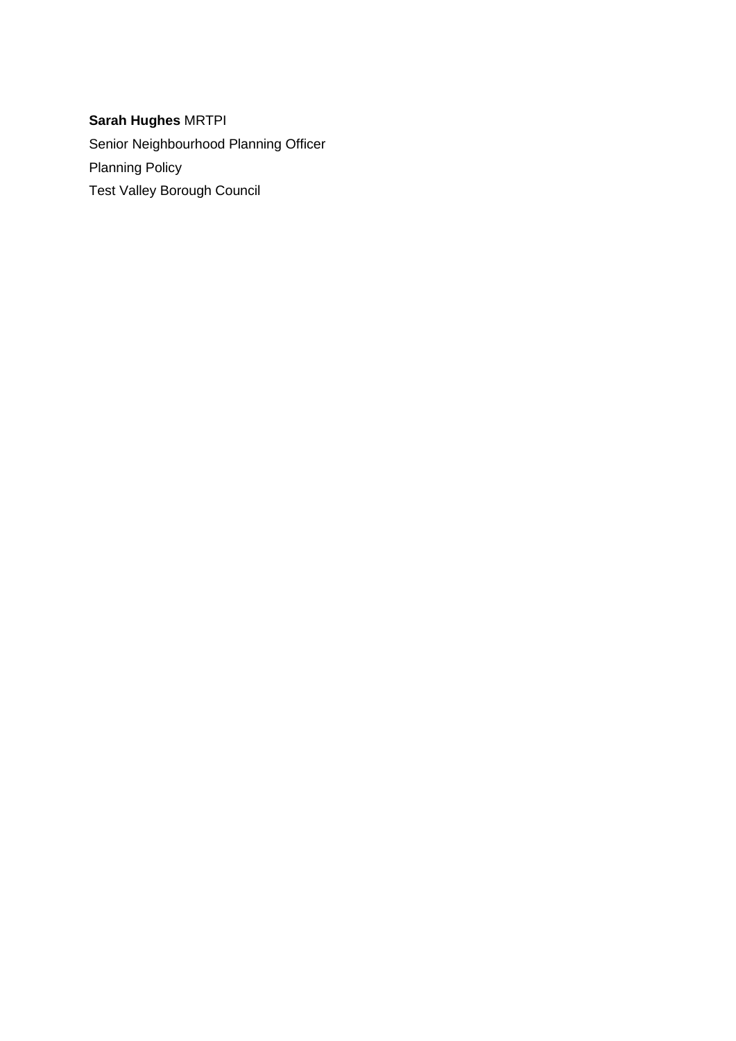**Sarah Hughes** MRTPI

Senior Neighbourhood Planning Officer

Planning Policy

Test Valley Borough Council